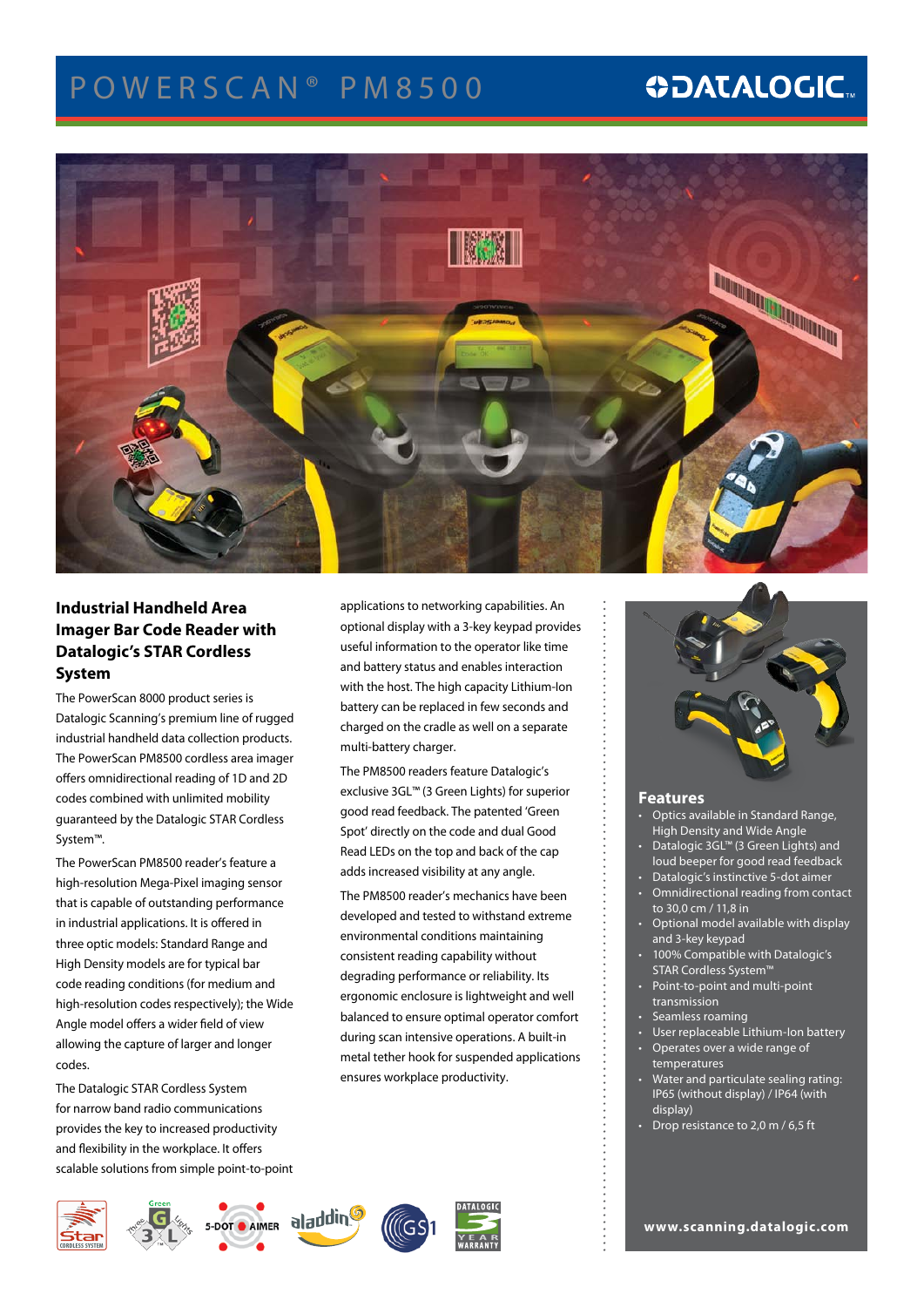# POWERSCAN® PM8500

DATALOGIC

## Industrial Handheld Area Imager Bar Code Reader with Datalogic's STAR Cordless System

The PowerScan 8000 product series is Datalogic Scanning's premium line of rugged industrial handheld data collection products. The PowerScan PM8500 cordless area imager offers omnidirectional reading of 1D and 2D codes combined with unlimited mobility guaranteed by the Datalogic STAR Cordless System™.

The PowerScan PM8500 reader's feature a high-resolution Mega-Pixel imaging sensor that is capable of outstanding performance in industrial applications. It is offered in three optic models: Standard Range and High Density models are for typical bar code reading conditions (for medium and high-resolution codes respectively); the Wide Angle model offers a wider field of view allowing the capture of larger and longer codes.

The Datalogic STAR Cordless System for narrow band radio communications provides the key to increased productivity and flexibility in the workplace. It offers scalable solutions from simple point-to-point applications to networking capabilities. An optional display with a 3-key keypad provides useful information to the operator like time and battery status and enables interaction with the host. The high capacity Lithium-Ion battery can be replaced in few seconds and charged on the cradle as well on a separate multi-battery charger.

The PM8500 readers feature Datalogic's exclusive 3GL™ (3 Green Lights) for superior good read feedback. The patented 'Green Spot' directly on the code and dual Good Read LEDs on the top and back of the cap adds increased visibility at any angle.

The PM8500 reader's mechanics have been developed and tested to withstand extreme environmental conditions maintaining consistent reading capability without degrading performance or reliability. Its ergonomic enclosure is lightweight and well balanced to ensure optimal operator comfort during scan intensive operations. A built-in metal tether hook for suspended applications ensures workplace productivity.

## Features

- Optics available in Standard Range, High Density and Wide Angle
- Datalogic 3GL™ (3 Green Lights) and loud beeper for good read feedback
- Datalogic's instinctive 5-dot aimer
- Omnidirectional reading from contact to 30,0 cm / 11,8 in
- Optional model available with display and 3-key keypad
- 100% Compatible with Datalogic's STAR Cordless System™
- Point-to-point and multi-point transmission
- Seamless roaming
- User replaceable Lithium-Ion battery
- Operates over a wide range of temperatures
- Water and particulate sealing rating: IP65 (without display) / IP64 (with display)
- Drop resistance to 2,0 m / 6,5 ft

Star Cordless System | Green 3 Lights | 5-DOT AIMER | aladdin | GS1 | DATALOGIC 3 YEAR WARRANTY

www.scanning.datalogic.com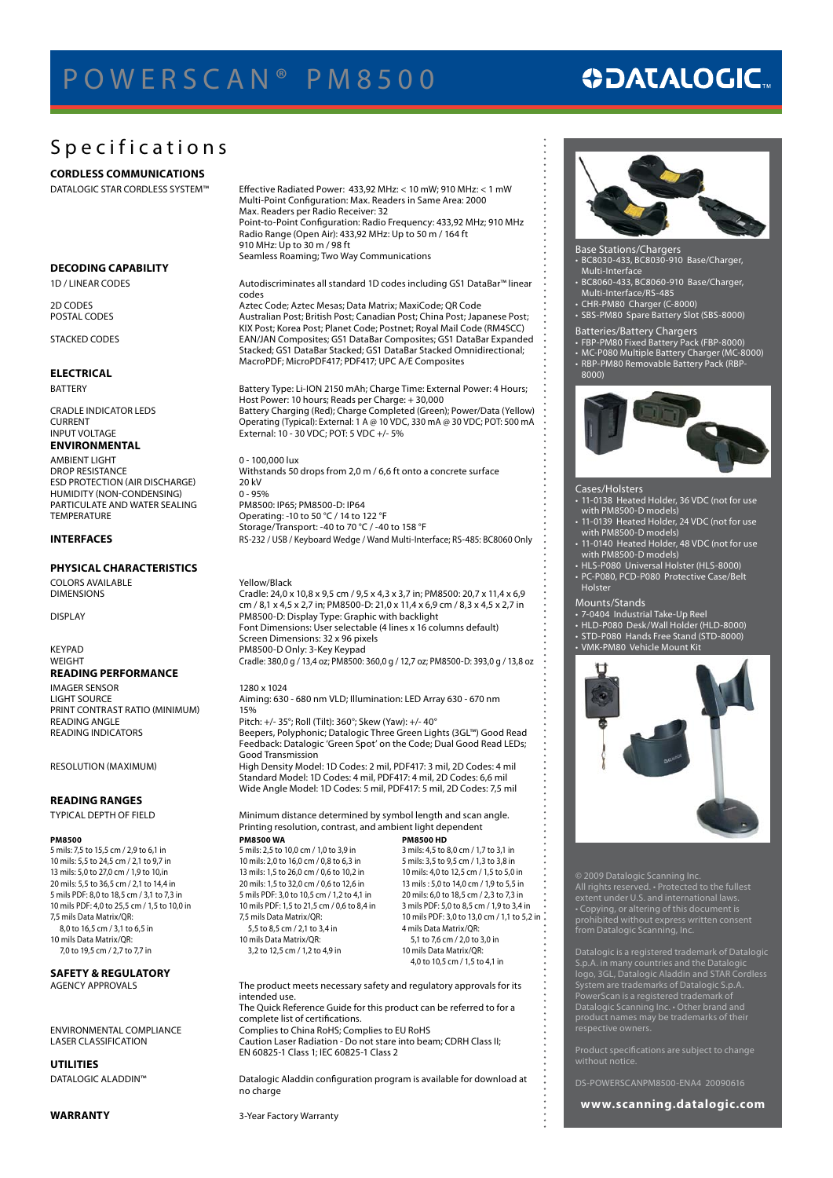# POWERSCAN® PM8500

## Specifications

### CORDLESS COMMUNICATIONS

| | |
|---|---|
| DATALOGIC STAR CORDLESS SYSTEM™ | Effective Radiated Power: 433,92 MHz: < 10 mW; 910 MHz: < 1 mW<br>Multi-Point Configuration: Max. Readers in Same Area: 2000<br>Max. Readers per Radio Receiver: 32<br>Point-to-Point Configuration: Radio Frequency: 433,92 MHz; 910 MHz<br>Radio Range (Open Air): 433,92 MHz: Up to 50 m / 164 ft<br>910 MHz: Up to 30 m / 98 ft<br>Seamless Roaming; Two Way Communications |

### DECODING CAPABILITY

| | |
|---|---|
| 1D / LINEAR CODES | Autodiscriminates all standard 1D codes including GS1 DataBar™ linear codes |
| 2D CODES | Aztec Code; Aztec Mesas; Data Matrix; MaxiCode; QR Code |
| POSTAL CODES | Australian Post; British Post; Canadian Post; China Post; Japanese Post; KIX Post; Korea Post; Planet Code; Postnet; Royal Mail Code (RM4SCC) |
| STACKED CODES | EAN/JAN Composites; GS1 DataBar Composites; GS1 DataBar Expanded Stacked; GS1 DataBar Stacked; GS1 DataBar Stacked Omnidirectional; MacroPDF; MicroPDF417; PDF417; UPC A/E Composites |

### ELECTRICAL

| | |
|---|---|
| BATTERY | Battery Type: Li-ION 2150 mAh; Charge Time: External Power: 4 Hours; Host Power: 10 hours; Reads per Charge: + 30,000 |
| CRADLE INDICATOR LEDS | Battery Charging (Red); Charge Completed (Green); Power/Data (Yellow) |
| CURRENT | Operating (Typical): External: 1 A @ 10 VDC, 330 mA @ 30 VDC; POT: 500 mA |
| INPUT VOLTAGE | External: 10 - 30 VDC; POT: 5 VDC +/- 5% |

### ENVIRONMENTAL

| | |
|---|---|
| AMBIENT LIGHT | 0 - 100,000 lux |
| DROP RESISTANCE | Withstands 50 drops from 2,0 m / 6,6 ft onto a concrete surface |
| ESD PROTECTION (AIR DISCHARGE) | 20 kV |
| HUMIDITY (NON-CONDENSING) | 0 - 95% |
| PARTICULATE AND WATER SEALING | PM8500: IP65; PM8500-D: IP64 |
| TEMPERATURE | Operating: -10 to 50 °C / 14 to 122 °F<br>Storage/Transport: -40 to 70 °C / -40 to 158 °F |

### INTERFACES

RS-232 / USB / Keyboard Wedge / Wand Multi-Interface; RS-485: BC8060 Only

### PHYSICAL CHARACTERISTICS

| | |
|---|---|
| COLORS AVAILABLE | Yellow/Black |
| DIMENSIONS | Cradle: 24,0 x 10,8 x 9,5 cm / 9,5 x 4,3 x 3,7 in; PM8500: 20,7 x 11,4 x 6,9 cm / 8,1 x 4,5 x 2,7 in; PM8500-D: 21,0 x 11,4 x 6,9 cm / 8,3 x 4,5 x 2,7 in |
| DISPLAY | PM8500-D: Display Type: Graphic with backlight<br>Font Dimensions: User selectable (4 lines x 16 columns default)<br>Screen Dimensions: 32 x 96 pixels |
| KEYPAD | PM8500-D Only: 3-Key Keypad |
| WEIGHT | Cradle: 380,0 g / 13,4 oz; PM8500: 360,0 g / 12,7 oz; PM8500-D: 393,0 g / 13,8 oz |

### READING PERFORMANCE

| | |
|---|---|
| IMAGER SENSOR | 1280 x 1024 |
| LIGHT SOURCE | Aiming: 630 - 680 nm VLD; Illumination: LED Array 630 - 670 nm |
| PRINT CONTRAST RATIO (MINIMUM) | 15% |
| READING ANGLE | Pitch: +/- 35°; Roll (Tilt): 360°; Skew (Yaw): +/- 40° |
| READING INDICATORS | Beepers, Polyphonic; Datalogic Three Green Lights (3GL™) Good Read Feedback: Datalogic 'Green Spot' on the Code; Dual Good Read LEDs; Good Transmission |
| RESOLUTION (MAXIMUM) | High Density Model: 1D Codes: 2 mil, PDF417: 3 mil, 2D Codes: 4 mil<br>Standard Model: 1D Codes: 4 mil, PDF417: 4 mil, 2D Codes: 6,6 mil<br>Wide Angle Model: 1D Codes: 5 mil, PDF417: 5 mil, 2D Codes: 7,5 mil |

### READING RANGES

TYPICAL DEPTH OF FIELD — Minimum distance determined by symbol length and scan angle. Printing resolution, contrast, and ambient light dependent

| PM8500 | PM8500 WA | PM8500 HD |
|---|---|---|
| 5 mils: 7,5 to 15,5 cm / 2,9 to 6,1 in | 5 mils: 2,5 to 10,0 cm / 1,0 to 3,9 in | 3 mils: 4,5 to 8,0 cm / 1,7 to 3,1 in |
| 10 mils: 5,5 to 24,5 cm / 2,1 to 9,7 in | 10 mils: 2,0 to 16,0 cm / 0,8 to 6,3 in | 5 mils: 3,5 to 9,5 cm / 1,3 to 3,8 in |
| 13 mils: 5,0 to 27,0 cm / 1,9 to 10,in | 13 mils: 1,5 to 26,0 cm / 0,6 to 10,2 in | 10 mils: 4,0 to 12,5 cm / 1,5 to 5,0 in |
| 20 mils: 5,5 to 36,5 cm / 2,1 to 14,4 in | 20 mils: 1,5 to 32,0 cm / 0,6 to 12,6 in | 13 mils : 5,0 to 14,0 cm / 1,9 to 5,5 in |
| 5 mils PDF: 8,0 to 18,5 cm / 3,1 to 7,3 in | 5 mils PDF: 3,0 to 10,5 cm / 1,2 to 4,1 in | 20 mils: 6,0 to 18,5 cm / 2,3 to 7,3 in |
| 10 mils PDF: 4,0 to 25,5 cm / 1,5 to 10,0 in | 10 mils PDF: 1,5 to 21,5 cm / 0,6 to 8,4 in | 3 mils PDF: 5,0 to 8,5 cm / 1,9 to 3,4 in |
| 7,5 mils Data Matrix/QR: 8,0 to 16,5 cm / 3,1 to 6,5 in | 7,5 mils Data Matrix/QR: 5,5 to 8,5 cm / 2,1 to 3,4 in | 10 mils PDF: 3,0 to 13,0 cm / 1,1 to 5,2 in |
| 10 mils Data Matrix/QR: 7,0 to 19,5 cm / 2,7 to 7,7 in | 10 mils Data Matrix/QR: 3,2 to 12,5 cm / 1,2 to 4,9 in | 4 mils Data Matrix/QR: 5,1 to 7,6 cm / 2,0 to 3,0 in |
| | | 10 mils Data Matrix/QR: 4,0 to 10,5 cm / 1,5 to 4,1 in |

### SAFETY & REGULATORY

| | |
|---|---|
| AGENCY APPROVALS | The product meets necessary safety and regulatory approvals for its intended use.<br>The Quick Reference Guide for this product can be referred to for a complete list of certifications. |
| ENVIRONMENTAL COMPLIANCE | Complies to China RoHS; Complies to EU RoHS |
| LASER CLASSIFICATION | Caution Laser Radiation - Do not stare into beam; CDRH Class II; EN 60825-1 Class 1; IEC 60825-1 Class 2 |

### UTILITIES

| | |
|---|---|
| DATALOGIC ALADDIN™ | Datalogic Aladdin configuration program is available for download at no charge |

### WARRANTY

3-Year Factory Warranty

---

**Base Stations/Chargers**
- BC8030-433, BC8030-910 Base/Charger, Multi-Interface
- BC8060-433, BC8060-910 Base/Charger, Multi-Interface/RS-485
- CHR-PM80 Charger (C-8000)
- SBS-PM80 Spare Battery Slot (SBS-8000)

**Batteries/Battery Chargers**
- FBP-PM80 Fixed Battery Pack (FBP-8000)
- MC-P080 Multiple Battery Charger (MC-8000)
- RBP-PM80 Removable Battery Pack (RBP-8000)

**Cases/Holsters**
- 11-0138 Heated Holder, 36 VDC (not for use with PM8500-D models)
- 11-0139 Heated Holder, 24 VDC (not for use with PM8500-D models)
- 11-0140 Heated Holder, 48 VDC (not for use with PM8500-D models)
- HLS-P080 Universal Holster (HLS-8000)
- PC-P080, PCD-P080 Protective Case/Belt Holster

**Mounts/Stands**
- 7-0404 Industrial Take-Up Reel
- HLD-P080 Desk/Wall Holder (HLD-8000)
- STD-P080 Hands Free Stand (STD-8000)
- VMK-PM80 Vehicle Mount Kit

© 2009 Datalogic Scanning Inc.
All rights reserved. • Protected to the fullest extent under U.S. and international laws. • Copying, or altering of this document is prohibited without express written consent from Datalogic Scanning, Inc.

Datalogic is a registered trademark of Datalogic S.p.A. in many countries and the Datalogic logo, 3GL, Datalogic Aladdin and STAR Cordless System are trademarks of Datalogic S.p.A. PowerScan is a registered trademark of Datalogic Scanning Inc. • Other brand and product names may be trademarks of their respective owners.

Product specifications are subject to change without notice.

DS-POWERSCANPM8500-ENA4 20090616

**www.scanning.datalogic.com**